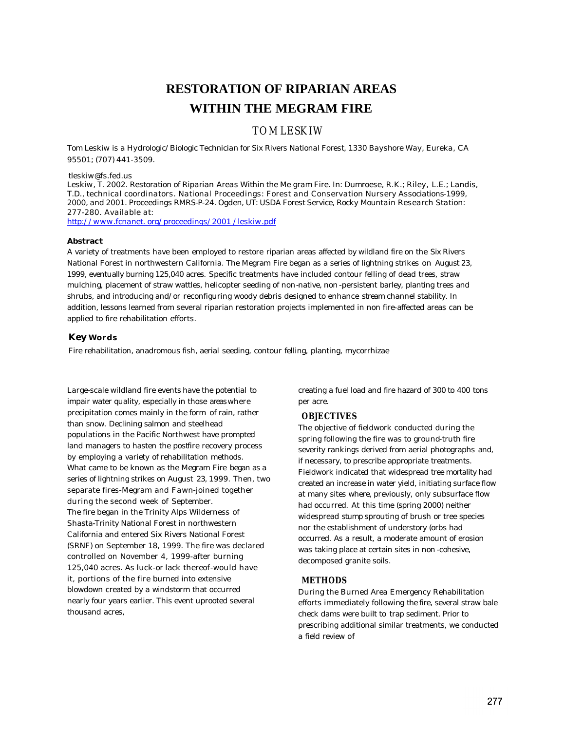# RESTORATION OF RIPARIAN AREAS WITHIN THE MEGRAM FIRE

## TOM LESKIW

Tom Leskiw is a Hydrologic/Biologic Technician for Six Rivers National Forest, 1330 Bayshore Way, Eureka, CA 95501; (707) 441-3509.

tleskiw@fs.fed.us

Leskiw, T. 2002. Restoration of Riparian Areas Within the Me gram Fire. In: Dumroese, R.K.; Riley, L.E.; Landis, T.D., technical coordinators. National Proceedings: Forest and Conservation Nursery Associations-1999, 2000, and 2001. Proceedings RMRS-P-24. Ogden, UT: USDA Forest Service, Rocky Mountain Research Station: 277-280. Available at: http://www.fcnanet. org/proceedings/2001 /leskiw.pdf

**Abstract**

A variety of treatments have been employed to restore riparian areas affected by wildland fire on the Six Rivers National Forest in northwestern California. The Megram Fire began as a series of lightning strikes on August 23, 1999, eventually burning 125,040 acres. Specific treatments have included contour felling of dead trees, straw mulching, placement of straw wattles, helicopter seeding of non-native, non-persistent barley, planting trees and shrubs, and introducing and/or reconfiguring woody debris designed to enhance stream channel stability. In addition, lessons learned from several riparian restoration projects implemented in non fire-affected areas can be applied to fire rehabilitation efforts.

**Key Words**

Fire rehabilitation, anadromous fish, aerial seeding, contour felling, planting, mycorrhizae

Large-scale wildland fire events have the potential to impair water quality, especially in those areas where precipitation comes mainly in the form of rain, rather than snow. Declining salmon and steelhead populations in the Pacific Northwest have prompted land managers to hasten the postfire recovery process by employing a variety of rehabilitation methods. What came to be known as the Megram Fire began as a series of lightning strikes on August 23, 1999. Then, two separate fires-Megram and Fawn-joined together during the second week of September.

The fire began in the Trinity Alps Wilderness of Shasta-Trinity National Forest in northwestern California and entered Six Rivers National Forest (SRNF) on September 18, 1999. The fire was declared controlled on November 4, 1999-after burning 125,040 acres. As luck-or lack thereof-would have it, portions of the fire burned into extensive blowdown created by a windstorm that occurred nearly four years earlier. This event uprooted several thousand acres, creating a fuel load and fire hazard of 300 to 400 tons per acre.

## OBJECTIVES

The objective of fieldwork conducted during the spring following the fire was to ground-truth fire severity rankings derived from aerial photographs and, if necessary, to prescribe appropriate treatments. Fieldwork indicated that widespread tree mortality had created an increase in water yield, initiating surface flow at many sites where, previously, only subsurface flow had occurred. At this time (spring 2000) neither widespread stump sprouting of brush or tree species nor the establishment of understory (orbs had occurred. As a result, a moderate amount of erosion was taking place at certain sites in non-cohesive, decomposed granite soils.

## METHODS

During the Burned Area Emergency Rehabilitation efforts immediately following the fire, several straw bale check dams were built to trap sediment. Prior to prescribing additional similar treatments, we conducted a field review of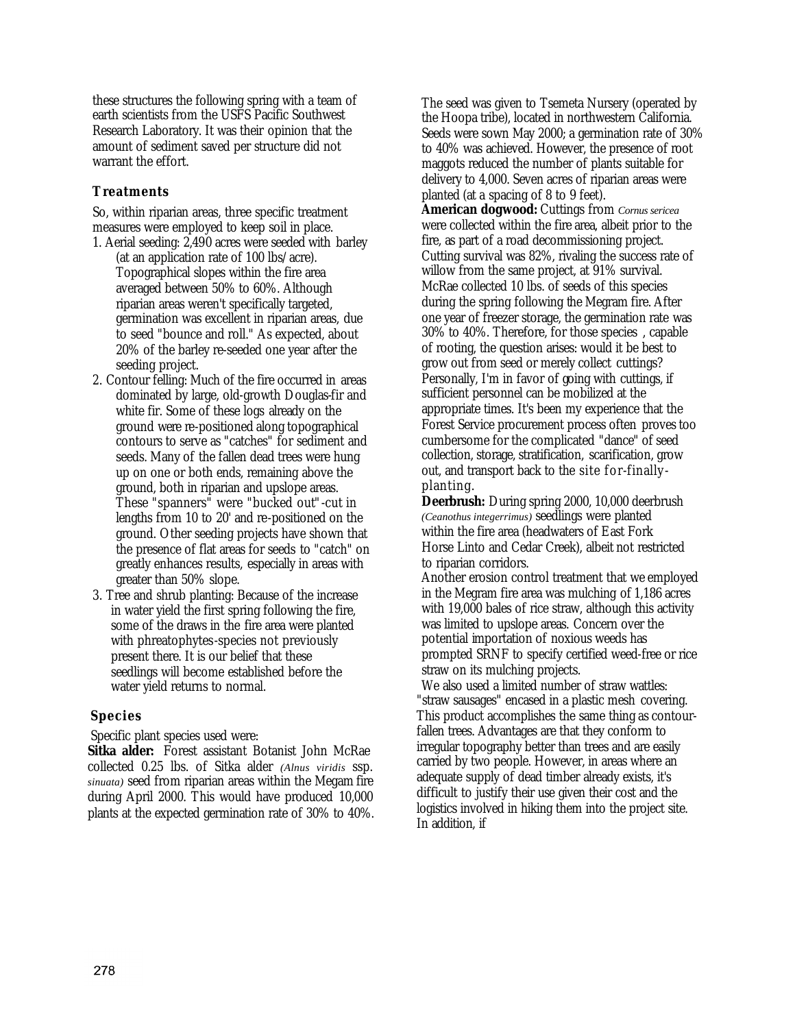these structures the following spring with a team of earth scientists from the USFS Pacific Southwest Research Laboratory. It was their opinion that the amount of sediment saved per structure did not warrant the effort.

### Treatments

So, within riparian areas, three specific treatment measures were employed to keep soil in place.

1. Aerial seeding: 2,490 acres were seeded with barley (at an application rate of 100 lbs/acre). Topographical slopes within the fire area averaged between 50% to 60%. Although riparian areas weren't specifically targeted, germination was excellent in riparian areas, due to seed "bounce and roll." As expected, about 20% of the barley re-seeded one year after the seeding project.
2. Contour felling: Much of the fire occurred in areas dominated by large, old-growth Douglas-fir and white fir. Some of these logs already on the ground were re-positioned along topographical contours to serve as "catches" for sediment and seeds. Many of the fallen dead trees were hung up on one or both ends, remaining above the ground, both in riparian and upslope areas. These "spanners" were "bucked out"-cut in lengths from 10 to 20' and re-positioned on the ground. Other seeding projects have shown that the presence of flat areas for seeds to "catch" on greatly enhances results, especially in areas with greater than 50% slope.
3. Tree and shrub planting: Because of the increase in water yield the first spring following the fire, some of the draws in the fire area were planted with phreatophytes-species not previously present there. It is our belief that these seedlings will become established before the water yield returns to normal.

### Species

Specific plant species used were:

**Sitka alder:** Forest assistant Botanist John McRae collected 0.25 lbs. of Sitka alder *(Alnus viridis* ssp. *sinuata)* seed from riparian areas within the Megam fire during April 2000. This would have produced 10,000 plants at the expected germination rate of 30% to 40%. The seed was given to Tsemeta Nursery (operated by the Hoopa tribe), located in northwestern California. Seeds were sown May 2000; a germination rate of 30% to 40% was achieved. However, the presence of root maggots reduced the number of plants suitable for delivery to 4,000. Seven acres of riparian areas were planted (at a spacing of 8 to 9 feet).

**American dogwood:** Cuttings from *Cornus sericea* were collected within the fire area, albeit prior to the fire, as part of a road decommissioning project. Cutting survival was 82%, rivaling the success rate of willow from the same project, at 91% survival. McRae collected 10 lbs. of seeds of this species during the spring following the Megram fire. After one year of freezer storage, the germination rate was 30% to 40%. Therefore, for those species , capable of rooting, the question arises: would it be best to grow out from seed or merely collect cuttings? Personally, I'm in favor of going with cuttings, if sufficient personnel can be mobilized at the appropriate times. It's been my experience that the Forest Service procurement process often proves too cumbersome for the complicated "dance" of seed collection, storage, stratification, scarification, grow out, and transport back to the site for-finally-planting.

**Deerbrush:** During spring 2000, 10,000 deerbrush *(Ceanothus integerrimus)* seedlings were planted within the fire area (headwaters of East Fork Horse Linto and Cedar Creek), albeit not restricted to riparian corridors.

Another erosion control treatment that we employed in the Megram fire area was mulching of 1,186 acres with 19,000 bales of rice straw, although this activity was limited to upslope areas. Concern over the potential importation of noxious weeds has prompted SRNF to specify certified weed-free or rice straw on its mulching projects.

We also used a limited number of straw wattles: "straw sausages" encased in a plastic mesh covering. This product accomplishes the same thing as contour-fallen trees. Advantages are that they conform to irregular topography better than trees and are easily carried by two people. However, in areas where an adequate supply of dead timber already exists, it's difficult to justify their use given their cost and the logistics involved in hiking them into the project site. In addition, if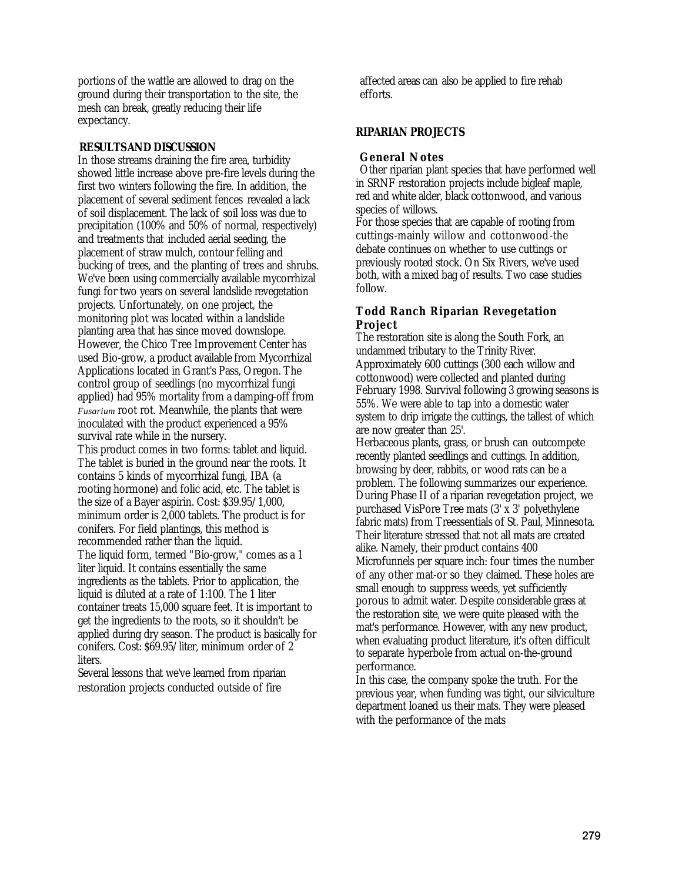portions of the wattle are allowed to drag on the ground during their transportation to the site, the mesh can break, greatly reducing their life expectancy.

## RESULTS AND DISCUSSION

In those streams draining the fire area, turbidity showed little increase above pre-fire levels during the first two winters following the fire. In addition, the placement of several sediment fences revealed a lack of soil displacement. The lack of soil loss was due to precipitation (100% and 50% of normal, respectively) and treatments that included aerial seeding, the placement of straw mulch, contour felling and bucking of trees, and the planting of trees and shrubs.

We've been using commercially available mycorrhizal fungi for two years on several landslide revegetation projects. Unfortunately, on one project, the monitoring plot was located within a landslide planting area that has since moved downslope. However, the Chico Tree Improvement Center has used Bio-grow, a product available from Mycorrhizal Applications located in Grant's Pass, Oregon. The control group of seedlings (no mycorrhizal fungi applied) had 95% mortality from a damping-off from *Fusarium* root rot. Meanwhile, the plants that were inoculated with the product experienced a 95% survival rate while in the nursery.

This product comes in two forms: tablet and liquid. The tablet is buried in the ground near the roots. It contains 5 kinds of mycorrhizal fungi, IBA (a rooting hormone) and folic acid, etc. The tablet is the size of a Bayer aspirin. Cost: $39.95/1,000, minimum order is 2,000 tablets. The product is for conifers. For field plantings, this method is recommended rather than the liquid.

The liquid form, termed "Bio-grow," comes as a 1 liter liquid. It contains essentially the same ingredients as the tablets. Prior to application, the liquid is diluted at a rate of 1:100. The 1 liter container treats 15,000 square feet. It is important to get the ingredients to the roots, so it shouldn't be applied during dry season. The product is basically for conifers. Cost: $69.95/liter, minimum order of 2 liters.

Several lessons that we've learned from riparian restoration projects conducted outside of fire affected areas can also be applied to fire rehab efforts.

## RIPARIAN PROJECTS

### General Notes

Other riparian plant species that have performed well in SRNF restoration projects include bigleaf maple, red and white alder, black cottonwood, and various species of willows.

For those species that are capable of rooting from cuttings-mainly willow and cottonwood-the debate continues on whether to use cuttings or previously rooted stock. On Six Rivers, we've used both, with a mixed bag of results. Two case studies follow.

### Todd Ranch Riparian Revegetation Project

The restoration site is along the South Fork, an undammed tributary to the Trinity River. Approximately 600 cuttings (300 each willow and cottonwood) were collected and planted during February 1998. Survival following 3 growing seasons is 55%. We were able to tap into a domestic water system to drip irrigate the cuttings, the tallest of which are now greater than 25'.

Herbaceous plants, grass, or brush can outcompete recently planted seedlings and cuttings. In addition, browsing by deer, rabbits, or wood rats can be a problem. The following summarizes our experience. During Phase II of a riparian revegetation project, we purchased VisPore Tree mats (3' x 3' polyethylene fabric mats) from Treessentials of St. Paul, Minnesota. Their literature stressed that not all mats are created alike. Namely, their product contains 400 Microfunnels per square inch: four times the number of any other mat-or so they claimed. These holes are small enough to suppress weeds, yet sufficiently porous to admit water. Despite considerable grass at the restoration site, we were quite pleased with the mat's performance. However, with any new product, when evaluating product literature, it's often difficult to separate hyperbole from actual on-the-ground performance.

In this case, the company spoke the truth. For the previous year, when funding was tight, our silviculture department loaned us their mats. They were pleased with the performance of the mats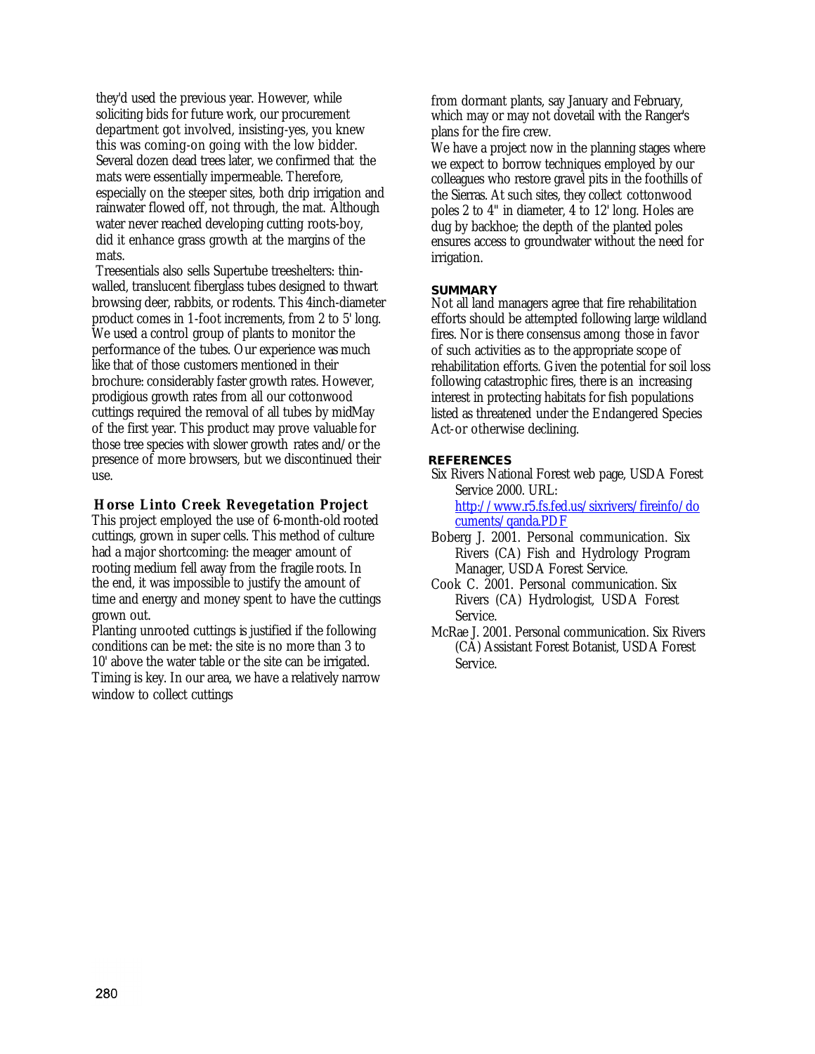they'd used the previous year. However, while soliciting bids for future work, our procurement department got involved, insisting-yes, you knew this was coming-on going with the low bidder. Several dozen dead trees later, we confirmed that the mats were essentially impermeable. Therefore, especially on the steeper sites, both drip irrigation and rainwater flowed off, not through, the mat. Although water never reached developing cutting roots-boy, did it enhance grass growth at the margins of the mats.

Treesentials also sells Supertube treeshelters: thin-walled, translucent fiberglass tubes designed to thwart browsing deer, rabbits, or rodents. This 4inch-diameter product comes in 1-foot increments, from 2 to 5' long. We used a control group of plants to monitor the performance of the tubes. Our experience was much like that of those customers mentioned in their brochure: considerably faster growth rates. However, prodigious growth rates from all our cottonwood cuttings required the removal of all tubes by midMay of the first year. This product may prove valuable for those tree species with slower growth rates and/or the presence of more browsers, but we discontinued their use.

### Horse Linto Creek Revegetation Project

This project employed the use of 6-month-old rooted cuttings, grown in super cells. This method of culture had a major shortcoming: the meager amount of rooting medium fell away from the fragile roots. In the end, it was impossible to justify the amount of time and energy and money spent to have the cuttings grown out.

Planting unrooted cuttings is justified if the following conditions can be met: the site is no more than 3 to 10' above the water table or the site can be irrigated. Timing is key. In our area, we have a relatively narrow window to collect cuttings from dormant plants, say January and February, which may or may not dovetail with the Ranger's plans for the fire crew.

We have a project now in the planning stages where we expect to borrow techniques employed by our colleagues who restore gravel pits in the foothills of the Sierras. At such sites, they collect cottonwood poles 2 to 4" in diameter, 4 to 12' long. Holes are dug by backhoe; the depth of the planted poles ensures access to groundwater without the need for irrigation.

## SUMMARY

Not all land managers agree that fire rehabilitation efforts should be attempted following large wildland fires. Nor is there consensus among those in favor of such activities as to the appropriate scope of rehabilitation efforts. Given the potential for soil loss following catastrophic fires, there is an increasing interest in protecting habitats for fish populations listed as threatened under the Endangered Species Act-or otherwise declining.

## REFERENCES

Six Rivers National Forest web page, USDA Forest Service 2000. URL: http://www.r5.fs.fed.us/sixrivers/fireinfo/documents/qanda.PDF

Boberg J. 2001. Personal communication. Six Rivers (CA) Fish and Hydrology Program Manager, USDA Forest Service.

Cook C. 2001. Personal communication. Six Rivers (CA) Hydrologist, USDA Forest Service.

McRae J. 2001. Personal communication. Six Rivers (CA) Assistant Forest Botanist, USDA Forest Service.